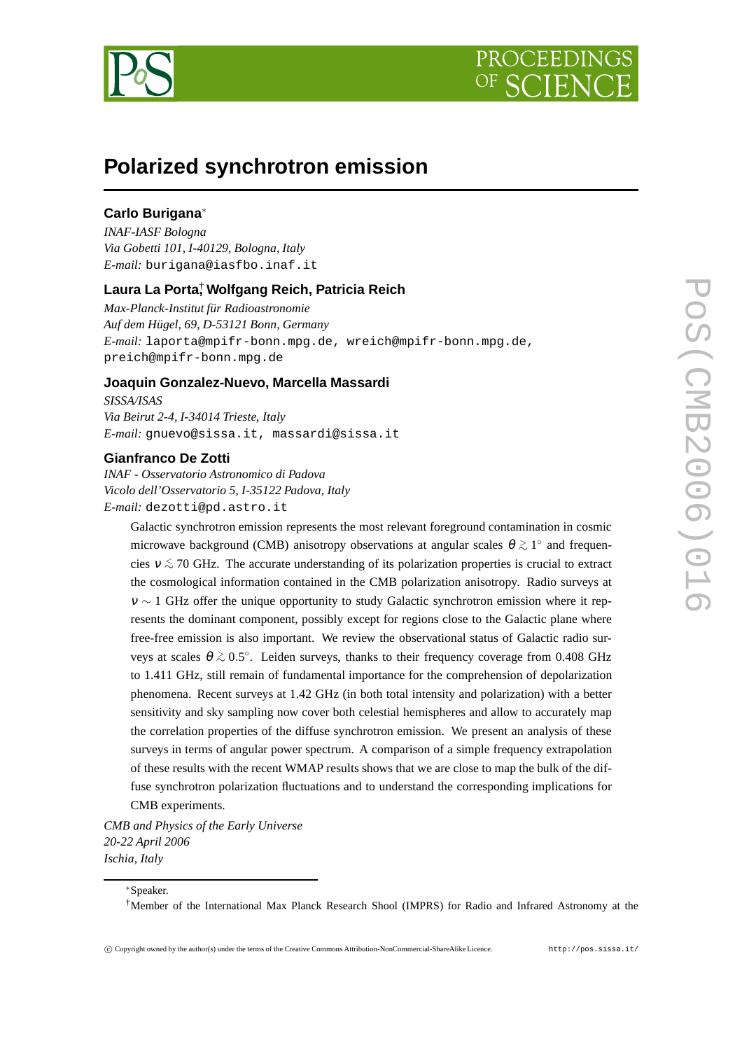# Polarized synchrotron emission

**Carlo Burigana**[∗]

*INAF-IASF Bologna*
*Via Gobetti 101, I-40129, Bologna, Italy*
*E-mail:* burigana@iasfbo.inaf.it

**Laura La Porta**[†]**, Wolfgang Reich, Patricia Reich**

*Max-Planck-Institut für Radioastronomie*
*Auf dem Hügel, 69, D-53121 Bonn, Germany*
*E-mail:* laporta@mpifr-bonn.mpg.de, wreich@mpifr-bonn.mpg.de, preich@mpifr-bonn.mpg.de

**Joaquin Gonzalez-Nuevo, Marcella Massardi**

*SISSA/ISAS*
*Via Beirut 2-4, I-34014 Trieste, Italy*
*E-mail:* gnuevo@sissa.it, massardi@sissa.it

**Gianfranco De Zotti**

*INAF - Osservatorio Astronomico di Padova*
*Vicolo dell'Osservatorio 5, I-35122 Padova, Italy*
*E-mail:* dezotti@pd.astro.it

Galactic synchrotron emission represents the most relevant foreground contamination in cosmic microwave background (CMB) anisotropy observations at angular scales $\theta \gtrsim 1^\circ$ and frequencies $\nu \lesssim 70$ GHz. The accurate understanding of its polarization properties is crucial to extract the cosmological information contained in the CMB polarization anisotropy. Radio surveys at $\nu \sim 1$ GHz offer the unique opportunity to study Galactic synchrotron emission where it represents the dominant component, possibly except for regions close to the Galactic plane where free-free emission is also important. We review the observational status of Galactic radio surveys at scales $\theta \gtrsim 0.5^\circ$. Leiden surveys, thanks to their frequency coverage from 0.408 GHz to 1.411 GHz, still remain of fundamental importance for the comprehension of depolarization phenomena. Recent surveys at 1.42 GHz (in both total intensity and polarization) with a better sensitivity and sky sampling now cover both celestial hemispheres and allow to accurately map the correlation properties of the diffuse synchrotron emission. We present an analysis of these surveys in terms of angular power spectrum. A comparison of a simple frequency extrapolation of these results with the recent WMAP results shows that we are close to map the bulk of the diffuse synchrotron polarization fluctuations and to understand the corresponding implications for CMB experiments.

*CMB and Physics of the Early Universe*
*20-22 April 2006*
*Ischia, Italy*

[∗]Speaker.
[†]Member of the International Max Planck Research Shool (IMPRS) for Radio and Infrared Astronomy at the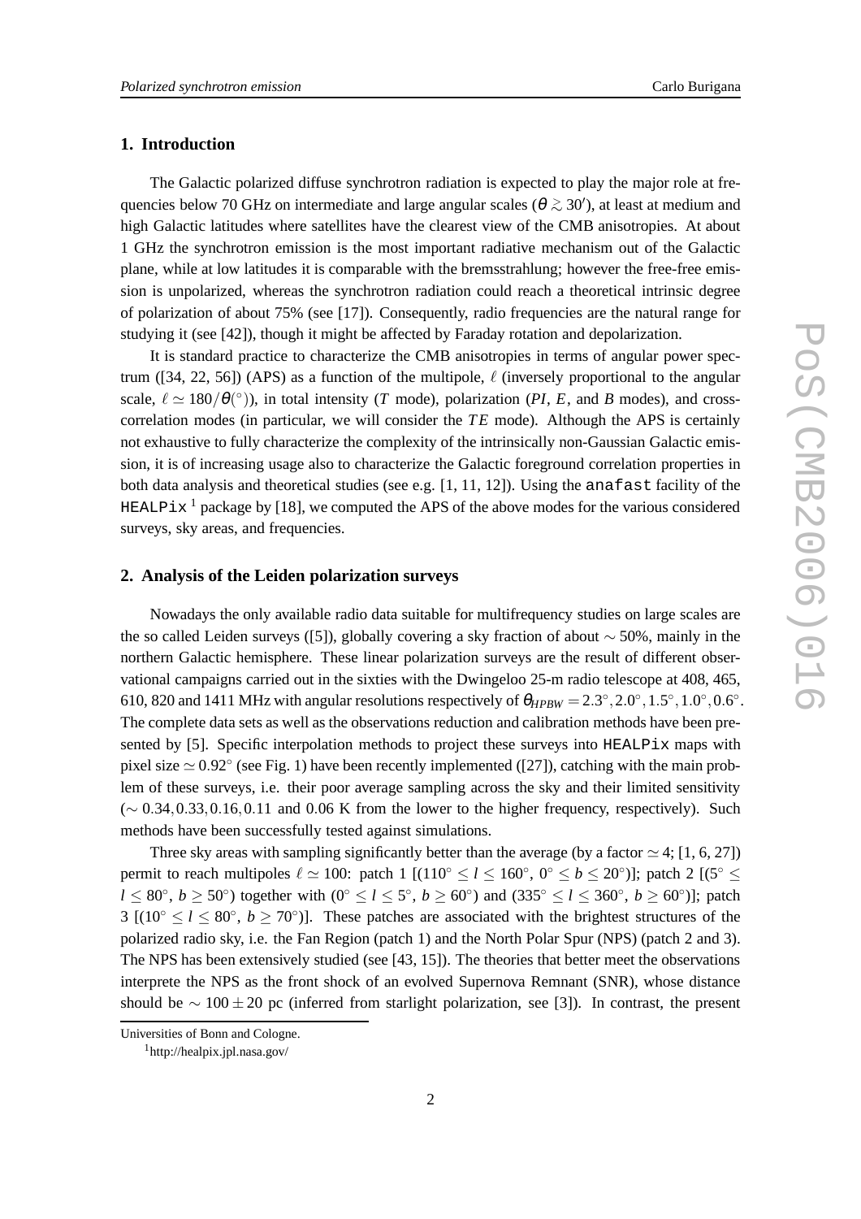## 1. Introduction

The Galactic polarized diffuse synchrotron radiation is expected to play the major role at frequencies below 70 GHz on intermediate and large angular scales ($\theta \gtrsim 30'$), at least at medium and high Galactic latitudes where satellites have the clearest view of the CMB anisotropies. At about 1 GHz the synchrotron emission is the most important radiative mechanism out of the Galactic plane, while at low latitudes it is comparable with the bremsstrahlung; however the free-free emission is unpolarized, whereas the synchrotron radiation could reach a theoretical intrinsic degree of polarization of about 75% (see [17]). Consequently, radio frequencies are the natural range for studying it (see [42]), though it might be affected by Faraday rotation and depolarization.

It is standard practice to characterize the CMB anisotropies in terms of angular power spectrum ([34, 22, 56]) (APS) as a function of the multipole, $\ell$ (inversely proportional to the angular scale, $\ell \simeq 180/\theta(^\circ)$), in total intensity ($T$ mode), polarization ($PI$, $E$, and $B$ modes), and cross-correlation modes (in particular, we will consider the $TE$ mode). Although the APS is certainly not exhaustive to fully characterize the complexity of the intrinsically non-Gaussian Galactic emission, it is of increasing usage also to characterize the Galactic foreground correlation properties in both data analysis and theoretical studies (see e.g. [1, 11, 12]). Using the `anafast` facility of the `HEALPix` [1] package by [18], we computed the APS of the above modes for the various considered surveys, sky areas, and frequencies.

## 2. Analysis of the Leiden polarization surveys

Nowadays the only available radio data suitable for multifrequency studies on large scales are the so called Leiden surveys ([5]), globally covering a sky fraction of about $\sim 50\%$, mainly in the northern Galactic hemisphere. These linear polarization surveys are the result of different observational campaigns carried out in the sixties with the Dwingeloo 25-m radio telescope at 408, 465, 610, 820 and 1411 MHz with angular resolutions respectively of $\theta_{HPBW} = 2.3^\circ, 2.0^\circ, 1.5^\circ, 1.0^\circ, 0.6^\circ$. The complete data sets as well as the observations reduction and calibration methods have been presented by [5]. Specific interpolation methods to project these surveys into `HEALPix` maps with pixel size $\simeq 0.92^\circ$ (see Fig. 1) have been recently implemented ([27]), catching with the main problem of these surveys, i.e. their poor average sampling across the sky and their limited sensitivity ($\sim 0.34, 0.33, 0.16, 0.11$ and 0.06 K from the lower to the higher frequency, respectively). Such methods have been successfully tested against simulations.

Three sky areas with sampling significantly better than the average (by a factor $\simeq 4$; [1, 6, 27]) permit to reach multipoles $\ell \simeq 100$: patch 1 [($110^\circ \leq l \leq 160^\circ$, $0^\circ \leq b \leq 20^\circ$)]; patch 2 [($5^\circ \leq l \leq 80^\circ$, $b \geq 50^\circ$) together with ($0^\circ \leq l \leq 5^\circ$, $b \geq 60^\circ$) and ($335^\circ \leq l \leq 360^\circ$, $b \geq 60^\circ$)]; patch 3 [($10^\circ \leq l \leq 80^\circ$, $b \geq 70^\circ$)]. These patches are associated with the brightest structures of the polarized radio sky, i.e. the Fan Region (patch 1) and the North Polar Spur (NPS) (patch 2 and 3). The NPS has been extensively studied (see [43, 15]). The theories that better meet the observations interprete the NPS as the front shock of an evolved Supernova Remnant (SNR), whose distance should be $\sim 100 \pm 20$ pc (inferred from starlight polarization, see [3]). In contrast, the present

Universities of Bonn and Cologne.

[1] http://healpix.jpl.nasa.gov/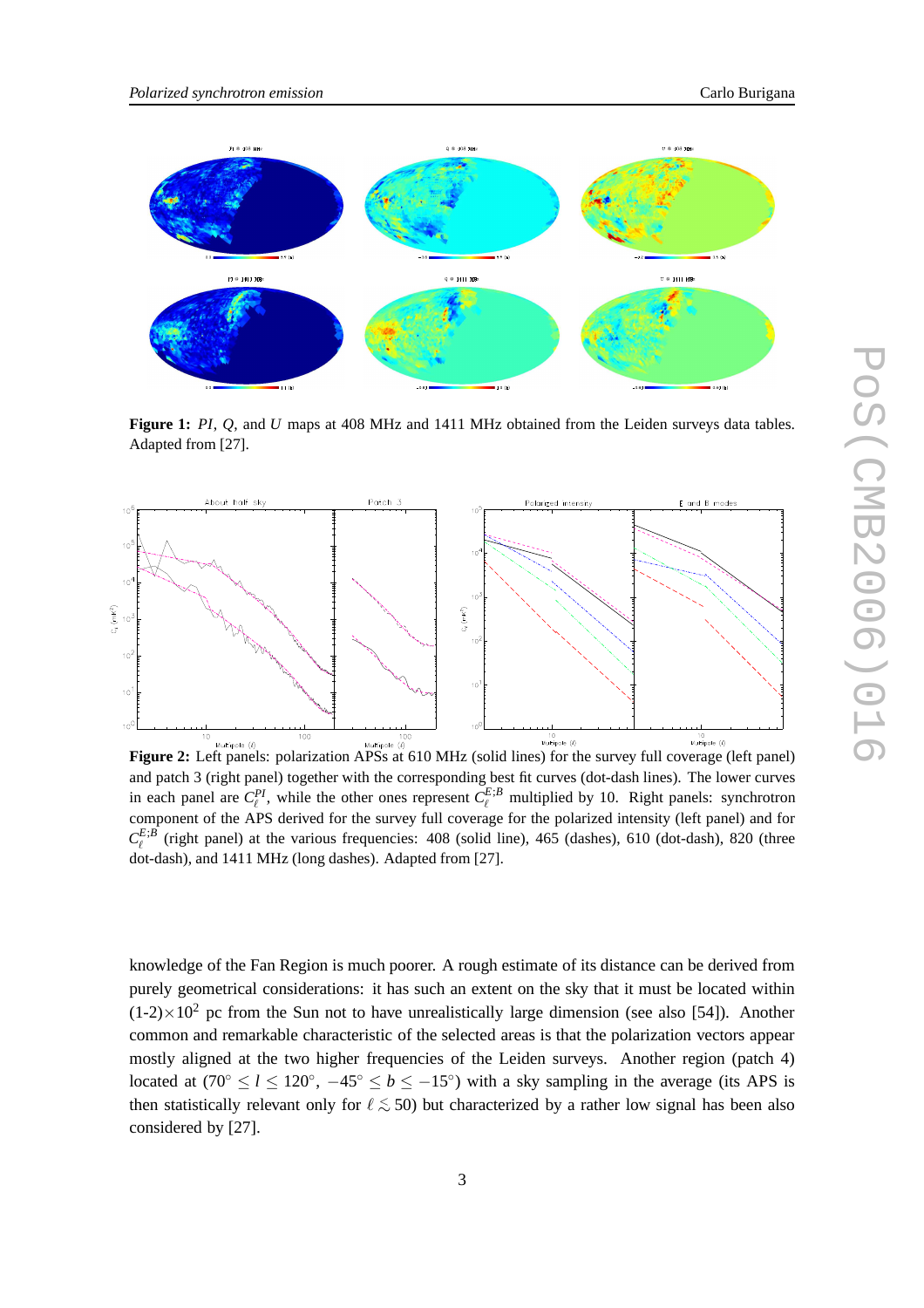**Figure 1:** *PI*, *Q*, and *U* maps at 408 MHz and 1411 MHz obtained from the Leiden surveys data tables. Adapted from [27].

**Figure 2:** Left panels: polarization APSs at 610 MHz (solid lines) for the survey full coverage (left panel) and patch 3 (right panel) together with the corresponding best fit curves (dot-dash lines). The lower curves in each panel are $C_\ell^{PI}$, while the other ones represent $C_\ell^{E;B}$ multiplied by 10. Right panels: synchrotron component of the APS derived for the survey full coverage for the polarized intensity (left panel) and for $C_\ell^{E;B}$ (right panel) at the various frequencies: 408 (solid line), 465 (dashes), 610 (dot-dash), 820 (three dot-dash), and 1411 MHz (long dashes). Adapted from [27].

knowledge of the Fan Region is much poorer. A rough estimate of its distance can be derived from purely geometrical considerations: it has such an extent on the sky that it must be located within (1-2)$\times 10^2$ pc from the Sun not to have unrealistically large dimension (see also [54]). Another common and remarkable characteristic of the selected areas is that the polarization vectors appear mostly aligned at the two higher frequencies of the Leiden surveys. Another region (patch 4) located at ($70^\circ \leq l \leq 120^\circ$, $-45^\circ \leq b \leq -15^\circ$) with a sky sampling in the average (its APS is then statistically relevant only for $\ell \lesssim 50$) but characterized by a rather low signal has been also considered by [27].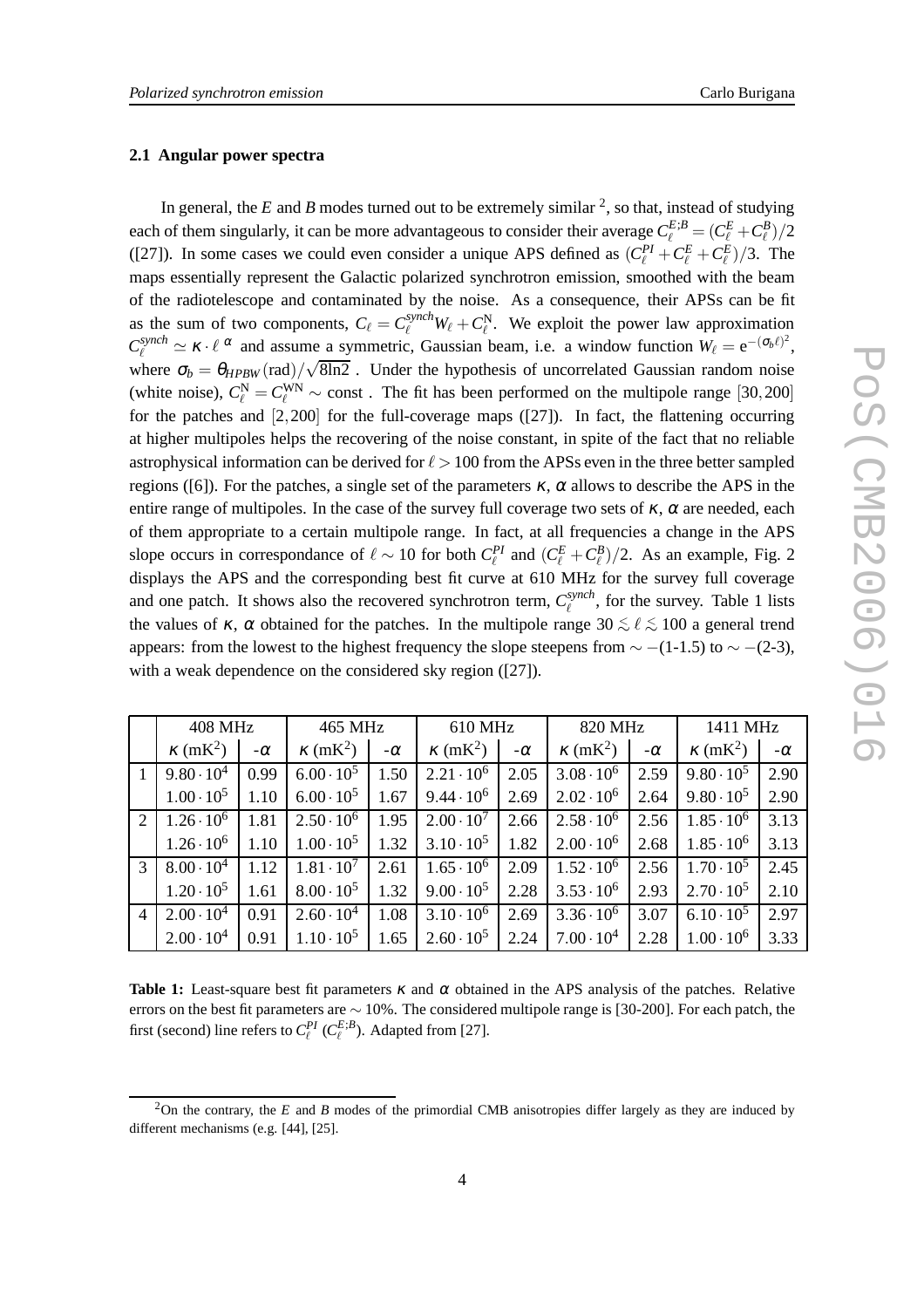### 2.1 Angular power spectra

In general, the $E$ and $B$ modes turned out to be extremely similar [2], so that, instead of studying each of them singularly, it can be more advantageous to consider their average $C_\ell^{E;B} = (C_\ell^E + C_\ell^B)/2$ ([27]). In some cases we could even consider a unique APS defined as $(C_\ell^{PI} + C_\ell^E + C_\ell^E)/3$. The maps essentially represent the Galactic polarized synchrotron emission, smoothed with the beam of the radiotelescope and contaminated by the noise. As a consequence, their APSs can be fit as the sum of two components, $C_\ell = C_\ell^{synch} W_\ell + C_\ell^{\rm N}$. We exploit the power law approximation $C_\ell^{synch} \simeq \kappa \cdot \ell^{\,\alpha}$ and assume a symmetric, Gaussian beam, i.e. a window function $W_\ell = {\rm e}^{-(\sigma_b \ell)^2}$, where $\sigma_b = \theta_{HPBW}({\rm rad})/\sqrt{8\ln 2}$ . Under the hypothesis of uncorrelated Gaussian random noise (white noise), $C_\ell^{\rm N} = C_\ell^{\rm WN} \sim$ const . The fit has been performed on the multipole range $[30,200]$ for the patches and $[2,200]$ for the full-coverage maps ([27]). In fact, the flattening occurring at higher multipoles helps the recovering of the noise constant, in spite of the fact that no reliable astrophysical information can be derived for $\ell > 100$ from the APSs even in the three better sampled regions ([6]). For the patches, a single set of the parameters $\kappa$, $\alpha$ allows to describe the APS in the entire range of multipoles. In the case of the survey full coverage two sets of $\kappa$, $\alpha$ are needed, each of them appropriate to a certain multipole range. In fact, at all frequencies a change in the APS slope occurs in correspondance of $\ell \sim 10$ for both $C_\ell^{PI}$ and $(C_\ell^E + C_\ell^B)/2$. As an example, Fig. 2 displays the APS and the corresponding best fit curve at 610 MHz for the survey full coverage and one patch. It shows also the recovered synchrotron term, $C_\ell^{synch}$, for the survey. Table 1 lists the values of $\kappa$, $\alpha$ obtained for the patches. In the multipole range $30 \lesssim \ell \lesssim 100$ a general trend appears: from the lowest to the highest frequency the slope steepens from $\sim -$(1-1.5) to $\sim -$(2-3), with a weak dependence on the considered sky region ([27]).

| | 408 MHz | | 465 MHz | | 610 MHz | | 820 MHz | | 1411 MHz | |
|---|---|---|---|---|---|---|---|---|---|---|
| | $\kappa$ (mK$^2$) | -$\alpha$ | $\kappa$ (mK$^2$) | -$\alpha$ | $\kappa$ (mK$^2$) | -$\alpha$ | $\kappa$ (mK$^2$) | -$\alpha$ | $\kappa$ (mK$^2$) | -$\alpha$ |
| 1 | $9.80 \cdot 10^4$ | 0.99 | $6.00 \cdot 10^5$ | 1.50 | $2.21 \cdot 10^6$ | 2.05 | $3.08 \cdot 10^6$ | 2.59 | $9.80 \cdot 10^5$ | 2.90 |
| | $1.00 \cdot 10^5$ | 1.10 | $6.00 \cdot 10^5$ | 1.67 | $9.44 \cdot 10^6$ | 2.69 | $2.02 \cdot 10^6$ | 2.64 | $9.80 \cdot 10^5$ | 2.90 |
| 2 | $1.26 \cdot 10^6$ | 1.81 | $2.50 \cdot 10^6$ | 1.95 | $2.00 \cdot 10^7$ | 2.66 | $2.58 \cdot 10^6$ | 2.56 | $1.85 \cdot 10^6$ | 3.13 |
| | $1.26 \cdot 10^6$ | 1.10 | $1.00 \cdot 10^5$ | 1.32 | $3.10 \cdot 10^5$ | 1.82 | $2.00 \cdot 10^6$ | 2.68 | $1.85 \cdot 10^6$ | 3.13 |
| 3 | $8.00 \cdot 10^4$ | 1.12 | $1.81 \cdot 10^7$ | 2.61 | $1.65 \cdot 10^6$ | 2.09 | $1.52 \cdot 10^6$ | 2.56 | $1.70 \cdot 10^5$ | 2.45 |
| | $1.20 \cdot 10^5$ | 1.61 | $8.00 \cdot 10^5$ | 1.32 | $9.00 \cdot 10^5$ | 2.28 | $3.53 \cdot 10^6$ | 2.93 | $2.70 \cdot 10^5$ | 2.10 |
| 4 | $2.00 \cdot 10^4$ | 0.91 | $2.60 \cdot 10^4$ | 1.08 | $3.10 \cdot 10^6$ | 2.69 | $3.36 \cdot 10^6$ | 3.07 | $6.10 \cdot 10^5$ | 2.97 |
| | $2.00 \cdot 10^4$ | 0.91 | $1.10 \cdot 10^5$ | 1.65 | $2.60 \cdot 10^5$ | 2.24 | $7.00 \cdot 10^4$ | 2.28 | $1.00 \cdot 10^6$ | 3.33 |

**Table 1:** Least-square best fit parameters $\kappa$ and $\alpha$ obtained in the APS analysis of the patches. Relative errors on the best fit parameters are $\sim 10\%$. The considered multipole range is [30-200]. For each patch, the first (second) line refers to $C_\ell^{PI}$ ($C_\ell^{E;B}$). Adapted from [27].

[2] On the contrary, the $E$ and $B$ modes of the primordial CMB anisotropies differ largely as they are induced by different mechanisms (e.g. [44], [25].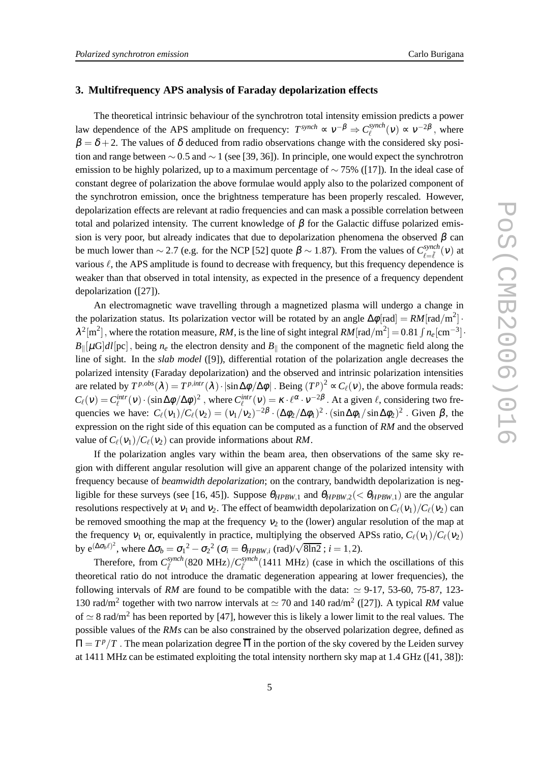## 3. Multifrequency APS analysis of Faraday depolarization effects

The theoretical intrinsic behaviour of the synchrotron total intensity emission predicts a power law dependence of the APS amplitude on frequency: $T^{synch} \propto \nu^{-\beta} \Rightarrow C_\ell^{synch}(\nu) \propto \nu^{-2\beta}$, where $\beta = \delta + 2$. The values of $\delta$ deduced from radio observations change with the considered sky position and range between $\sim 0.5$ and $\sim 1$ (see [39, 36]). In principle, one would expect the synchrotron emission to be highly polarized, up to a maximum percentage of $\sim 75\%$ ([17]). In the ideal case of constant degree of polarization the above formulae would apply also to the polarized component of the synchrotron emission, once the brightness temperature has been properly rescaled. However, depolarization effects are relevant at radio frequencies and can mask a possible correlation between total and polarized intensity. The current knowledge of $\beta$ for the Galactic diffuse polarized emission is very poor, but already indicates that due to depolarization phenomena the observed $\beta$ can be much lower than $\sim 2.7$ (e.g. for the NCP [52] quote $\beta \sim 1.87$). From the values of $C_{\ell=\tilde{\ell}}^{synch}(\nu)$ at various $\ell$, the APS amplitude is found to decrease with frequency, but this frequency dependence is weaker than that observed in total intensity, as expected in the presence of a frequency dependent depolarization ([27]).

An electromagnetic wave travelling through a magnetized plasma will undergo a change in the polarization status. Its polarization vector will be rotated by an angle $\Delta\phi[\mathrm{rad}] = RM[\mathrm{rad/m^2}] \cdot \lambda^2[\mathrm{m^2}]$, where the rotation measure, *RM*, is the line of sight integral $RM[\mathrm{rad/m^2}] = 0.81 \int n_e[\mathrm{cm^{-3}}] \cdot B_\parallel[\mu\mathrm{G}]dl[\mathrm{pc}]$, being $n_e$ the electron density and $B_\parallel$ the component of the magnetic field along the line of sight. In the *slab model* ([9]), differential rotation of the polarization angle decreases the polarized intensity (Faraday depolarization) and the observed and intrinsic polarization intensities are related by $T^{p,obs}(\lambda) = T^{p,intr}(\lambda) \cdot |\sin\Delta\phi/\Delta\phi|$. Being $(T^p)^2 \propto C_\ell(\nu)$, the above formula reads: $C_\ell(\nu) = C_\ell^{intr}(\nu) \cdot (\sin\Delta\phi/\Delta\phi)^2$, where $C_\ell^{intr}(\nu) = \kappa \cdot \ell^\alpha \cdot \nu^{-2\beta}$. At a given $\ell$, considering two frequencies we have: $C_\ell(\nu_1)/C_\ell(\nu_2) = (\nu_1/\nu_2)^{-2\beta} \cdot (\Delta\phi_2/\Delta\phi_1)^2 \cdot (\sin\Delta\phi_1/\sin\Delta\phi_2)^2$. Given $\beta$, the expression on the right side of this equation can be computed as a function of *RM* and the observed value of $C_\ell(\nu_1)/C_\ell(\nu_2)$ can provide informations about *RM*.

If the polarization angles vary within the beam area, then observations of the same sky region with different angular resolution will give an apparent change of the polarized intensity with frequency because of *beamwidth depolarization*; on the contrary, bandwidth depolarization is negligible for these surveys (see [16, 45]). Suppose $\theta_{HPBW,1}$ and $\theta_{HPBW,2} (< \theta_{HPBW,1})$ are the angular resolutions respectively at $\nu_1$ and $\nu_2$. The effect of beamwidth depolarization on $C_\ell(\nu_1)/C_\ell(\nu_2)$ can be removed smoothing the map at the frequency $\nu_2$ to the (lower) angular resolution of the map at the frequency $\nu_1$ or, equivalently in practice, multiplying the observed APSs ratio, $C_\ell(\nu_1)/C_\ell(\nu_2)$ by $\mathrm{e}^{(\Delta\sigma_b \ell)^2}$, where $\Delta\sigma_b = {\sigma_1}^2 - {\sigma_2}^2$ ($\sigma_i = \theta_{HPBW,i}$ (rad)/$\sqrt{8\ln 2}$ ; $i = 1,2$).

Therefore, from $C_{\tilde{\ell}}^{synch}(820\ \mathrm{MHz})/C_{\tilde{\ell}}^{synch}(1411\ \mathrm{MHz})$ (case in which the oscillations of this theoretical ratio do not introduce the dramatic degeneration appearing at lower frequencies), the following intervals of *RM* are found to be compatible with the data: $\simeq$ 9-17, 53-60, 75-87, 123-130 rad/m$^2$ together with two narrow intervals at $\simeq 70$ and 140 rad/m$^2$ ([27]). A typical *RM* value of $\simeq 8$ rad/m$^2$ has been reported by [47], however this is likely a lower limit to the real values. The possible values of the *RMs* can be also constrained by the observed polarization degree, defined as $\Pi = T^p/T$. The mean polarization degree $\overline{\Pi}$ in the portion of the sky covered by the Leiden survey at 1411 MHz can be estimated exploiting the total intensity northern sky map at 1.4 GHz ([41, 38]):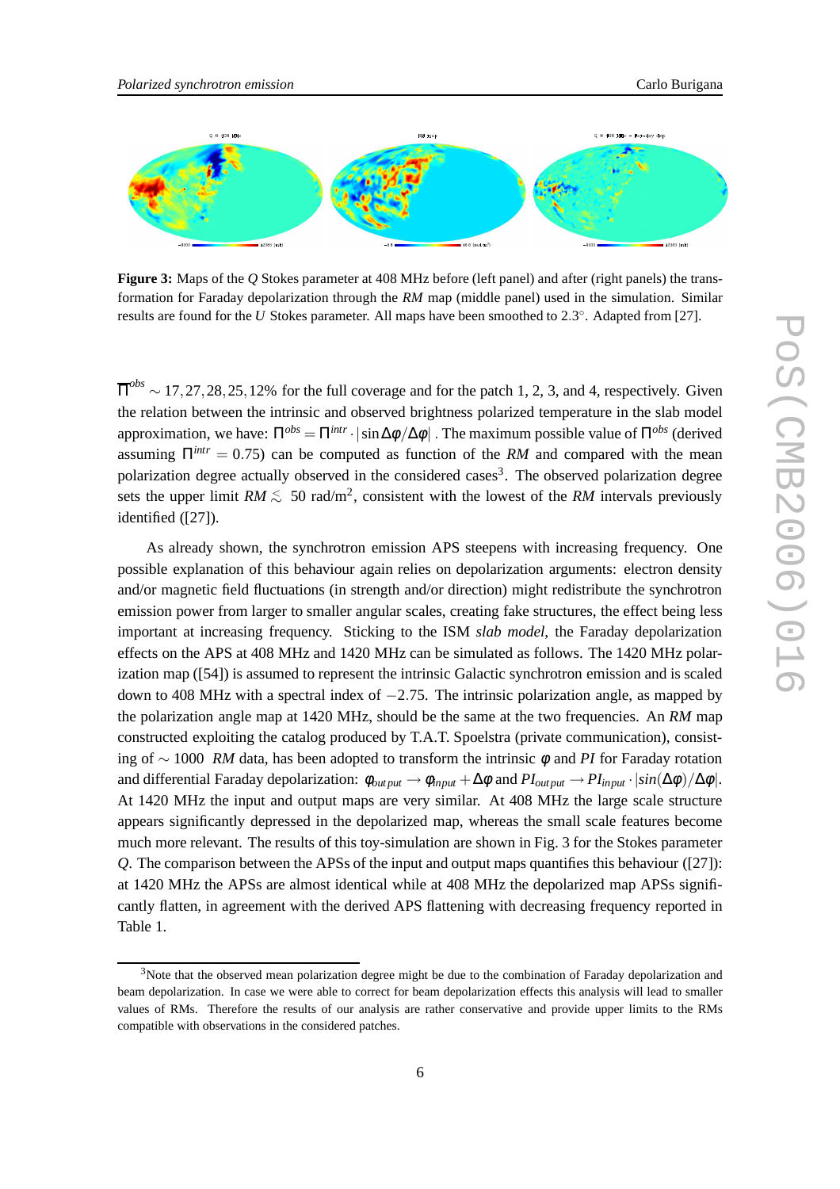**Figure 3:** Maps of the $Q$ Stokes parameter at 408 MHz before (left panel) and after (right panels) the transformation for Faraday depolarization through the $RM$ map (middle panel) used in the simulation. Similar results are found for the $U$ Stokes parameter. All maps have been smoothed to $2.3°$. Adapted from [27].

$\overline{\Pi}^{obs} \sim 17, 27, 28, 25, 12\%$ for the full coverage and for the patch 1, 2, 3, and 4, respectively. Given the relation between the intrinsic and observed brightness polarized temperature in the slab model approximation, we have: $\Pi^{obs} = \Pi^{intr} \cdot |\sin\Delta\phi/\Delta\phi|$ . The maximum possible value of $\Pi^{obs}$ (derived assuming $\Pi^{intr} = 0.75$) can be computed as function of the $RM$ and compared with the mean polarization degree actually observed in the considered cases[3]. The observed polarization degree sets the upper limit $RM \lesssim$ 50 rad/m$^2$, consistent with the lowest of the $RM$ intervals previously identified ([27]).

As already shown, the synchrotron emission APS steepens with increasing frequency. One possible explanation of this behaviour again relies on depolarization arguments: electron density and/or magnetic field fluctuations (in strength and/or direction) might redistribute the synchrotron emission power from larger to smaller angular scales, creating fake structures, the effect being less important at increasing frequency. Sticking to the ISM *slab model*, the Faraday depolarization effects on the APS at 408 MHz and 1420 MHz can be simulated as follows. The 1420 MHz polarization map ([54]) is assumed to represent the intrinsic Galactic synchrotron emission and is scaled down to 408 MHz with a spectral index of $-2.75$. The intrinsic polarization angle, as mapped by the polarization angle map at 1420 MHz, should be the same at the two frequencies. An $RM$ map constructed exploiting the catalog produced by T.A.T. Spoelstra (private communication), consisting of $\sim 1000$ $RM$ data, has been adopted to transform the intrinsic $\phi$ and $PI$ for Faraday rotation and differential Faraday depolarization: $\phi_{output} \rightarrow \phi_{input} + \Delta\phi$ and $PI_{output} \rightarrow PI_{input} \cdot |sin(\Delta\phi)/\Delta\phi|$. At 1420 MHz the input and output maps are very similar. At 408 MHz the large scale structure appears significantly depressed in the depolarized map, whereas the small scale features become much more relevant. The results of this toy-simulation are shown in Fig. 3 for the Stokes parameter $Q$. The comparison between the APSs of the input and output maps quantifies this behaviour ([27]): at 1420 MHz the APSs are almost identical while at 408 MHz the depolarized map APSs significantly flatten, in agreement with the derived APS flattening with decreasing frequency reported in Table 1.

---

[3]Note that the observed mean polarization degree might be due to the combination of Faraday depolarization and beam depolarization. In case we were able to correct for beam depolarization effects this analysis will lead to smaller values of RMs. Therefore the results of our analysis are rather conservative and provide upper limits to the RMs compatible with observations in the considered patches.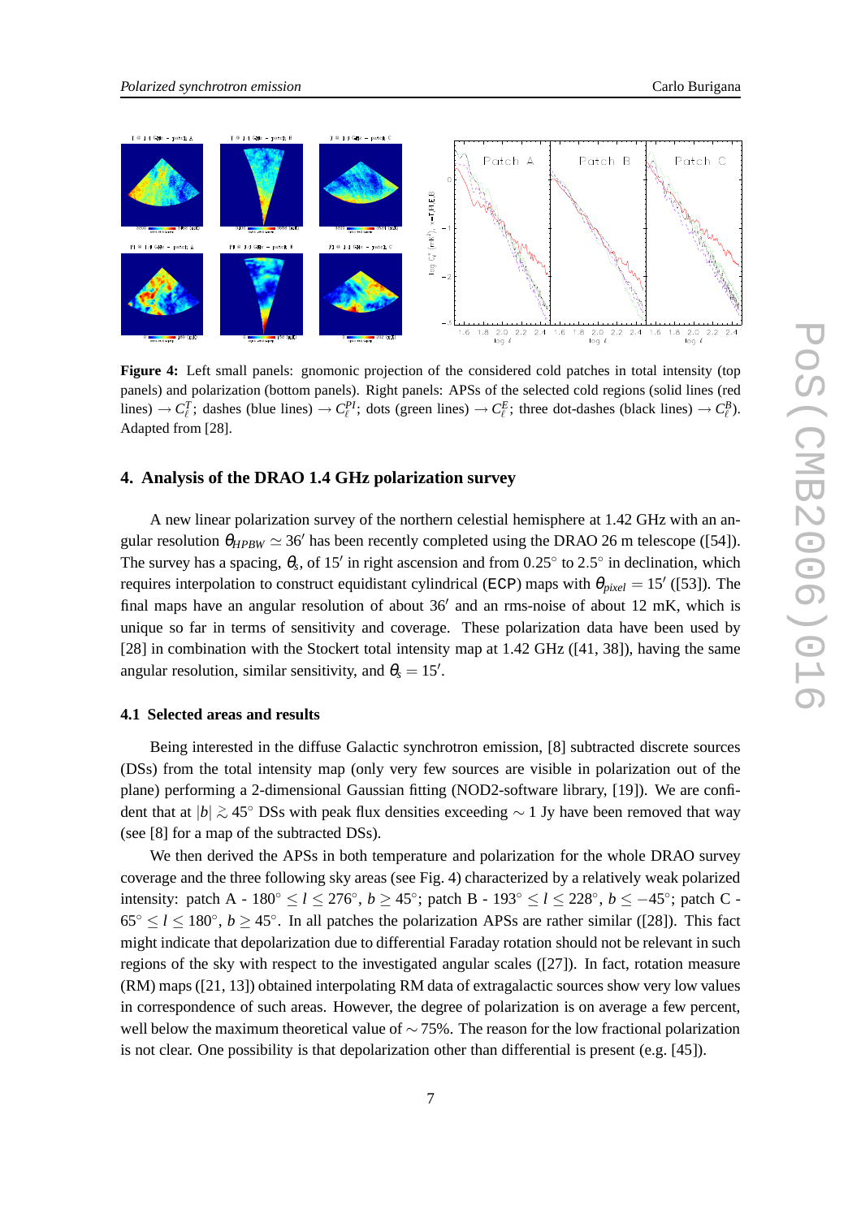**Figure 4:** Left small panels: gnomonic projection of the considered cold patches in total intensity (top panels) and polarization (bottom panels). Right panels: APSs of the selected cold regions (solid lines (red lines) $\rightarrow C_\ell^T$; dashes (blue lines) $\rightarrow C_\ell^{PI}$; dots (green lines) $\rightarrow C_\ell^E$; three dot-dashes (black lines) $\rightarrow C_\ell^B$). Adapted from [28].

## 4. Analysis of the DRAO 1.4 GHz polarization survey

A new linear polarization survey of the northern celestial hemisphere at 1.42 GHz with an angular resolution $\theta_{HPBW} \simeq 36'$ has been recently completed using the DRAO 26 m telescope ([54]). The survey has a spacing, $\theta_s$, of $15'$ in right ascension and from $0.25^\circ$ to $2.5^\circ$ in declination, which requires interpolation to construct equidistant cylindrical (ECP) maps with $\theta_{pixel} = 15'$ ([53]). The final maps have an angular resolution of about $36'$ and an rms-noise of about 12 mK, which is unique so far in terms of sensitivity and coverage. These polarization data have been used by [28] in combination with the Stockert total intensity map at 1.42 GHz ([41, 38]), having the same angular resolution, similar sensitivity, and $\theta_s = 15'$.

### 4.1 Selected areas and results

Being interested in the diffuse Galactic synchrotron emission, [8] subtracted discrete sources (DSs) from the total intensity map (only very few sources are visible in polarization out of the plane) performing a 2-dimensional Gaussian fitting (NOD2-software library, [19]). We are confident that at $|b| \gtrsim 45^\circ$ DSs with peak flux densities exceeding $\sim 1$ Jy have been removed that way (see [8] for a map of the subtracted DSs).

We then derived the APSs in both temperature and polarization for the whole DRAO survey coverage and the three following sky areas (see Fig. 4) characterized by a relatively weak polarized intensity: patch A - $180^\circ \leq l \leq 276^\circ$, $b \geq 45^\circ$; patch B - $193^\circ \leq l \leq 228^\circ$, $b \leq -45^\circ$; patch C - $65^\circ \leq l \leq 180^\circ$, $b \geq 45^\circ$. In all patches the polarization APSs are rather similar ([28]). This fact might indicate that depolarization due to differential Faraday rotation should not be relevant in such regions of the sky with respect to the investigated angular scales ([27]). In fact, rotation measure (RM) maps ([21, 13]) obtained interpolating RM data of extragalactic sources show very low values in correspondence of such areas. However, the degree of polarization is on average a few percent, well below the maximum theoretical value of $\sim 75\%$. The reason for the low fractional polarization is not clear. One possibility is that depolarization other than differential is present (e.g. [45]).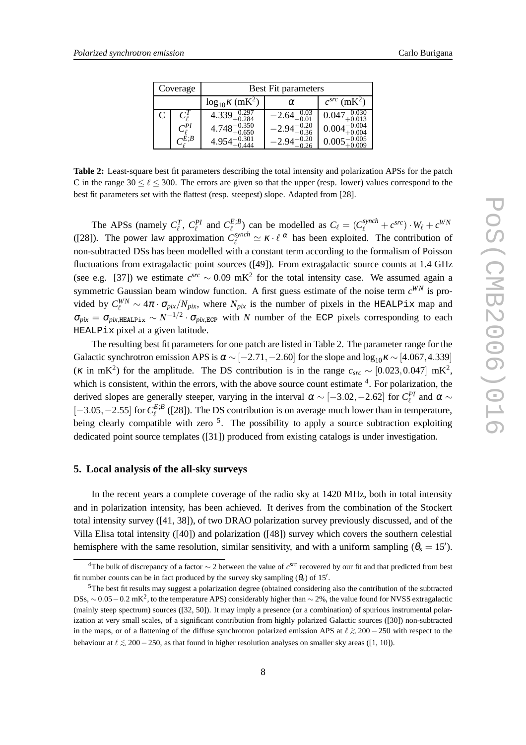| Coverage | | Best Fit parameters | | |
|---|---|---|---|---|
| | | $\log_{10}\kappa$ (mK$^2$) | $\alpha$ | $c^{src}$ (mK$^2$) |
| C | $C_\ell^T$ | $4.339^{-0.297}_{+0.284}$ | $-2.64^{+0.03}_{-0.01}$ | $0.047^{-0.030}_{+0.013}$ |
| | $C_\ell^{PI}$ | $4.748^{-0.350}_{+0.650}$ | $-2.94^{+0.20}_{-0.36}$ | $0.004^{-0.004}_{+0.004}$ |
| | $C_\ell^{E;B}$ | $4.954^{-0.301}_{+0.444}$ | $-2.94^{+0.20}_{-0.26}$ | $0.005^{-0.005}_{+0.009}$ |

**Table 2:** Least-square best fit parameters describing the total intensity and polarization APSs for the patch C in the range $30 \leq \ell \leq 300$. The errors are given so that the upper (resp. lower) values correspond to the best fit parameters set with the flattest (resp. steepest) slope. Adapted from [28].

The APSs (namely $C_\ell^T$, $C_\ell^{PI}$ and $C_\ell^{E;B}$) can be modelled as $C_\ell = (C_\ell^{synch} + c^{src}) \cdot W_\ell + c^{WN}$ ([28]). The power law approximation $C_\ell^{synch} \simeq \kappa \cdot \ell^{\,\alpha}$ has been exploited. The contribution of non-subtracted DSs has been modelled with a constant term according to the formalism of Poisson fluctuations from extragalactic point sources ([49]). From extragalactic source counts at 1.4 GHz (see e.g. [37]) we estimate $c^{src} \sim 0.09$ mK$^2$ for the total intensity case. We assumed again a symmetric Gaussian beam window function. A first guess estimate of the noise term $c^{WN}$ is provided by $C_\ell^{WN} \sim 4\pi \cdot \sigma_{pix}/N_{pix}$, where $N_{pix}$ is the number of pixels in the HEALPix map and $\sigma_{pix} = \sigma_{pix,\mathrm{HEALPix}} \sim N^{-1/2} \cdot \sigma_{pix,\mathrm{ECP}}$ with $N$ number of the ECP pixels corresponding to each HEALPix pixel at a given latitude.

The resulting best fit parameters for one patch are listed in Table 2. The parameter range for the Galactic synchrotron emission APS is $\alpha \sim [-2.71, -2.60]$ for the slope and $\log_{10}\kappa \sim [4.067, 4.339]$ ($\kappa$ in mK$^2$) for the amplitude. The DS contribution is in the range $c_{src} \sim [0.023, 0.047]$ mK$^2$, which is consistent, within the errors, with the above source count estimate [4]. For polarization, the derived slopes are generally steeper, varying in the interval $\alpha \sim [-3.02, -2.62]$ for $C_\ell^{PI}$ and $\alpha \sim [-3.05, -2.55]$ for $C_\ell^{E;B}$ ([28]). The DS contribution is on average much lower than in temperature, being clearly compatible with zero [5]. The possibility to apply a source subtraction exploiting dedicated point source templates ([31]) produced from existing catalogs is under investigation.

## 5. Local analysis of the all-sky surveys

In the recent years a complete coverage of the radio sky at 1420 MHz, both in total intensity and in polarization intensity, has been achieved. It derives from the combination of the Stockert total intensity survey ([41, 38]), of two DRAO polarization survey previously discussed, and of the Villa Elisa total intensity ([40]) and polarization ([48]) survey which covers the southern celestial hemisphere with the same resolution, similar sensitivity, and with a uniform sampling ($\theta_s = 15'$).

[4] The bulk of discrepancy of a factor $\sim 2$ between the value of $c^{src}$ recovered by our fit and that predicted from best fit number counts can be in fact produced by the survey sky sampling ($\theta_s$) of $15'$.

[5] The best fit results may suggest a polarization degree (obtained considering also the contribution of the subtracted DSs, $\sim 0.05-0.2$ mK$^2$, to the temperature APS) considerably higher than $\sim 2\%$, the value found for NVSS extragalactic (mainly steep spectrum) sources ([32, 50]). It may imply a presence (or a combination) of spurious instrumental polarization at very small scales, of a significant contribution from highly polarized Galactic sources ([30]) non-subtracted in the maps, or of a flattening of the diffuse synchrotron polarized emission APS at $\ell \gtrsim 200-250$ with respect to the behaviour at $\ell \lesssim 200-250$, as that found in higher resolution analyses on smaller sky areas ([1, 10]).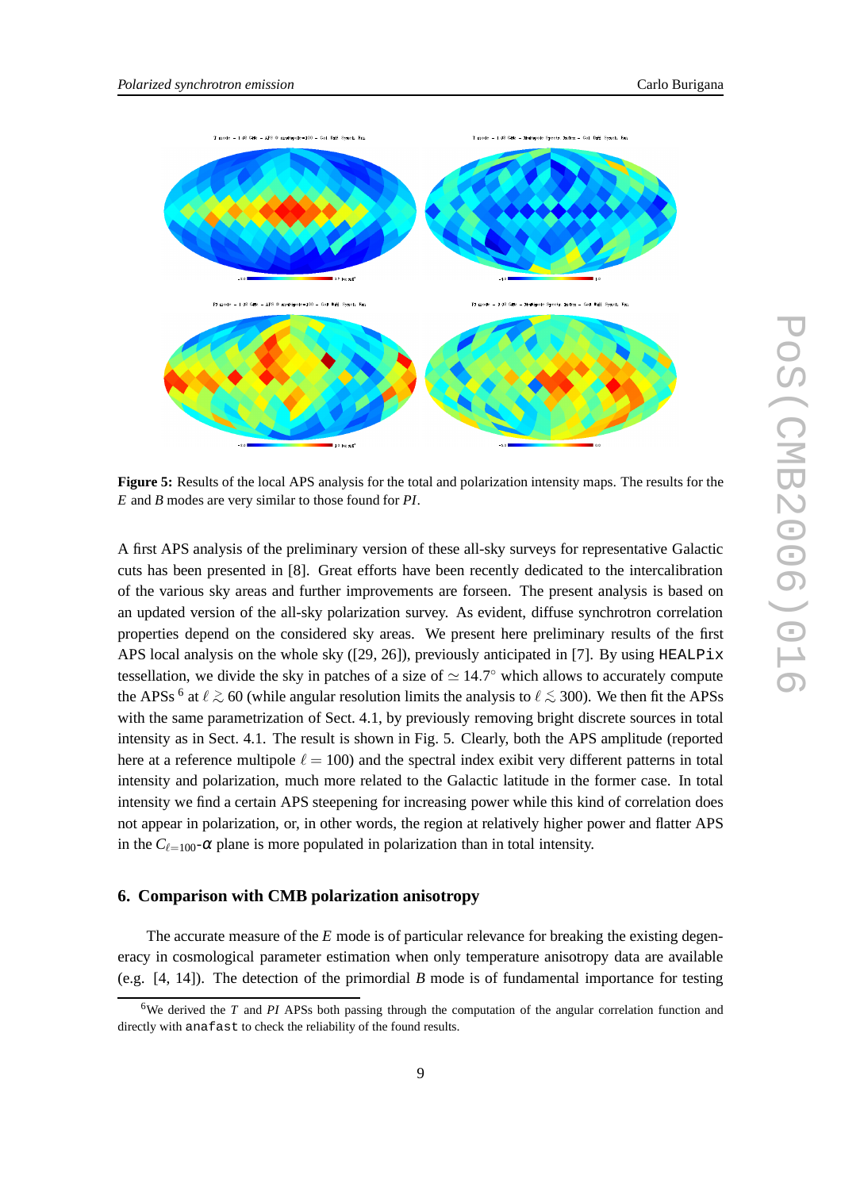**Figure 5:** Results of the local APS analysis for the total and polarization intensity maps. The results for the *E* and *B* modes are very similar to those found for *PI*.

A first APS analysis of the preliminary version of these all-sky surveys for representative Galactic cuts has been presented in [8]. Great efforts have been recently dedicated to the intercalibration of the various sky areas and further improvements are forseen. The present analysis is based on an updated version of the all-sky polarization survey. As evident, diffuse synchrotron correlation properties depend on the considered sky areas. We present here preliminary results of the first APS local analysis on the whole sky ([29, 26]), previously anticipated in [7]. By using `HEALPix` tessellation, we divide the sky in patches of a size of $\simeq 14.7^\circ$ which allows to accurately compute the APSs [6] at $\ell \gtrsim 60$ (while angular resolution limits the analysis to $\ell \lesssim 300$). We then fit the APSs with the same parametrization of Sect. 4.1, by previously removing bright discrete sources in total intensity as in Sect. 4.1. The result is shown in Fig. 5. Clearly, both the APS amplitude (reported here at a reference multipole $\ell = 100$) and the spectral index exibit very different patterns in total intensity and polarization, much more related to the Galactic latitude in the former case. In total intensity we find a certain APS steepening for increasing power while this kind of correlation does not appear in polarization, or, in other words, the region at relatively higher power and flatter APS in the $C_{\ell=100}$-$\alpha$ plane is more populated in polarization than in total intensity.

## 6. Comparison with CMB polarization anisotropy

The accurate measure of the *E* mode is of particular relevance for breaking the existing degeneracy in cosmological parameter estimation when only temperature anisotropy data are available (e.g. [4, 14]). The detection of the primordial *B* mode is of fundamental importance for testing

[6] We derived the *T* and *PI* APSs both passing through the computation of the angular correlation function and directly with `anafast` to check the reliability of the found results.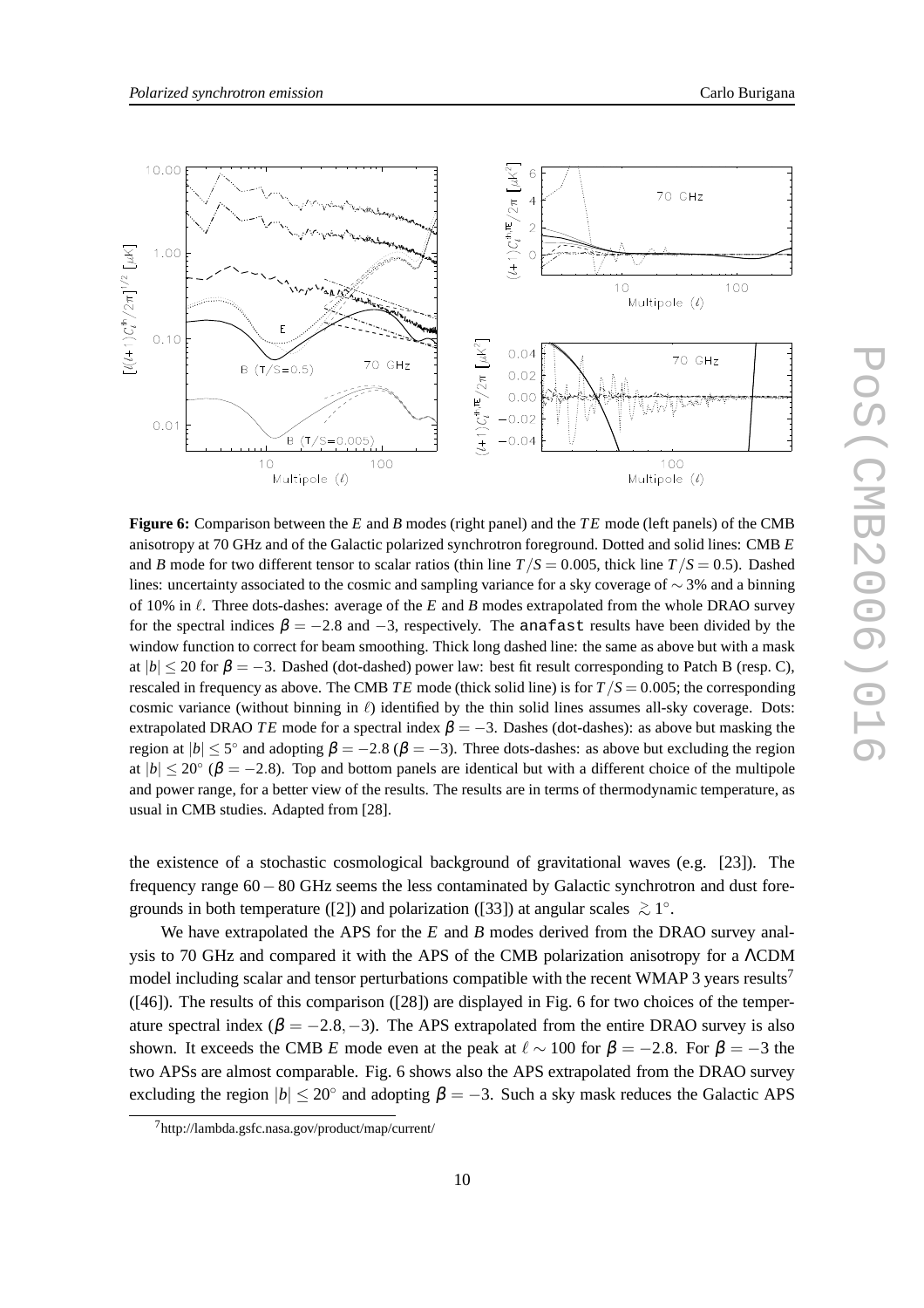[(ℓ(ℓ+1)C_ℓ^{th}/2π]^{1/2} [μK]

10.00

1.00

0.10

0.01

E

B (T/S=0.5)

70 GHz

B (T/S=0.005)

10

100

Multipole (ℓ)

(ℓ+1)C_ℓ^{th,TE}/2π [μK²]

6

4

2

0

70 GHz

10

100

Multipole (ℓ)

(ℓ+1)C_ℓ^{th,TE}/2π [μK²]

0.04

0.02

0.00

−0.02

−0.04

70 GHz

100

Multipole (ℓ)

**Figure 6:** Comparison between the $E$ and $B$ modes (right panel) and the $TE$ mode (left panels) of the CMB anisotropy at 70 GHz and of the Galactic polarized synchrotron foreground. Dotted and solid lines: CMB $E$ and $B$ mode for two different tensor to scalar ratios (thin line $T/S = 0.005$, thick line $T/S = 0.5$). Dashed lines: uncertainty associated to the cosmic and sampling variance for a sky coverage of $\sim 3\%$ and a binning of 10% in $\ell$. Three dots-dashes: average of the $E$ and $B$ modes extrapolated from the whole DRAO survey for the spectral indices $\beta = -2.8$ and $-3$, respectively. The `anafast` results have been divided by the window function to correct for beam smoothing. Thick long dashed line: the same as above but with a mask at $|b| \leq 20$ for $\beta = -3$. Dashed (dot-dashed) power law: best fit result corresponding to Patch B (resp. C), rescaled in frequency as above. The CMB $TE$ mode (thick solid line) is for $T/S = 0.005$; the corresponding cosmic variance (without binning in $\ell$) identified by the thin solid lines assumes all-sky coverage. Dots: extrapolated DRAO $TE$ mode for a spectral index $\beta = -3$. Dashes (dot-dashes): as above but masking the region at $|b| \leq 5^\circ$ and adopting $\beta = -2.8$ ($\beta = -3$). Three dots-dashes: as above but excluding the region at $|b| \leq 20^\circ$ ($\beta = -2.8$). Top and bottom panels are identical but with a different choice of the multipole and power range, for a better view of the results. The results are in terms of thermodynamic temperature, as usual in CMB studies. Adapted from [28].

the existence of a stochastic cosmological background of gravitational waves (e.g. [23]). The frequency range $60-80$ GHz seems the less contaminated by Galactic synchrotron and dust foregrounds in both temperature ([2]) and polarization ([33]) at angular scales $\gtrsim 1^\circ$.

We have extrapolated the APS for the $E$ and $B$ modes derived from the DRAO survey analysis to 70 GHz and compared it with the APS of the CMB polarization anisotropy for a $\Lambda$CDM model including scalar and tensor perturbations compatible with the recent WMAP 3 years results[7] ([46]). The results of this comparison ([28]) are displayed in Fig. 6 for two choices of the temperature spectral index ($\beta = -2.8, -3$). The APS extrapolated from the entire DRAO survey is also shown. It exceeds the CMB $E$ mode even at the peak at $\ell \sim 100$ for $\beta = -2.8$. For $\beta = -3$ the two APSs are almost comparable. Fig. 6 shows also the APS extrapolated from the DRAO survey excluding the region $|b| \leq 20^\circ$ and adopting $\beta = -3$. Such a sky mask reduces the Galactic APS

[7] http://lambda.gsfc.nasa.gov/product/map/current/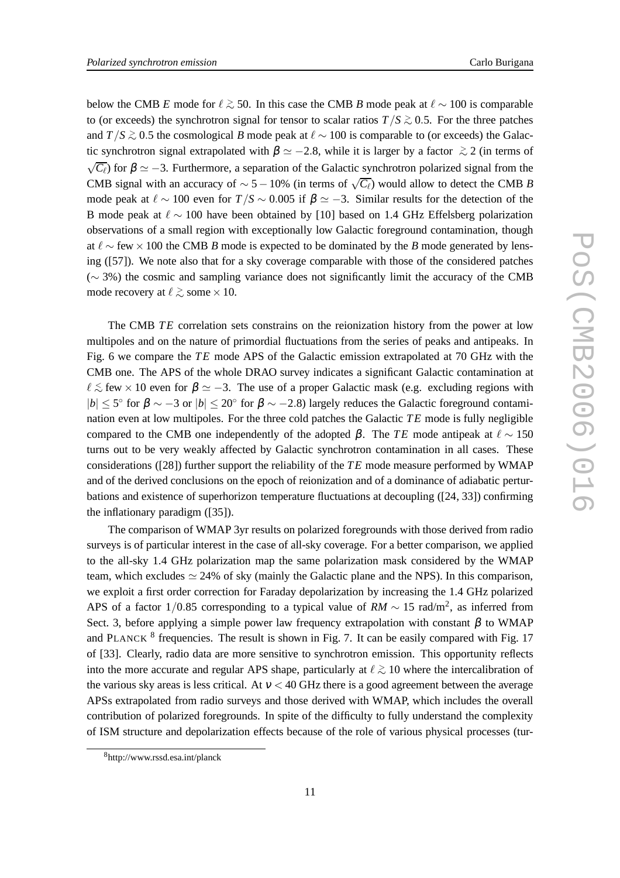below the CMB $E$ mode for $\ell \gtrsim 50$. In this case the CMB $B$ mode peak at $\ell \sim 100$ is comparable to (or exceeds) the synchrotron signal for tensor to scalar ratios $T/S \gtrsim 0.5$. For the three patches and $T/S \gtrsim 0.5$ the cosmological $B$ mode peak at $\ell \sim 100$ is comparable to (or exceeds) the Galactic synchrotron signal extrapolated with $\beta \simeq -2.8$, while it is larger by a factor $\gtrsim 2$ (in terms of $\sqrt{C_\ell}$) for $\beta \simeq -3$. Furthermore, a separation of the Galactic synchrotron polarized signal from the CMB signal with an accuracy of $\sim 5-10\%$ (in terms of $\sqrt{C_\ell}$) would allow to detect the CMB $B$ mode peak at $\ell \sim 100$ even for $T/S \sim 0.005$ if $\beta \simeq -3$. Similar results for the detection of the B mode peak at $\ell \sim 100$ have been obtained by [10] based on 1.4 GHz Effelsberg polarization observations of a small region with exceptionally low Galactic foreground contamination, though at $\ell \sim$ few $\times$ 100 the CMB $B$ mode is expected to be dominated by the $B$ mode generated by lensing ([57]). We note also that for a sky coverage comparable with those of the considered patches ($\sim 3\%$) the cosmic and sampling variance does not significantly limit the accuracy of the CMB mode recovery at $\ell \gtrsim$ some $\times$ 10.

The CMB $TE$ correlation sets constrains on the reionization history from the power at low multipoles and on the nature of primordial fluctuations from the series of peaks and antipeaks. In Fig. 6 we compare the $TE$ mode APS of the Galactic emission extrapolated at 70 GHz with the CMB one. The APS of the whole DRAO survey indicates a significant Galactic contamination at $\ell \lesssim$ few $\times$ 10 even for $\beta \simeq -3$. The use of a proper Galactic mask (e.g. excluding regions with $|b| \leq 5^\circ$ for $\beta \sim -3$ or $|b| \leq 20^\circ$ for $\beta \sim -2.8$) largely reduces the Galactic foreground contamination even at low multipoles. For the three cold patches the Galactic $TE$ mode is fully negligible compared to the CMB one independently of the adopted $\beta$. The $TE$ mode antipeak at $\ell \sim 150$ turns out to be very weakly affected by Galactic synchrotron contamination in all cases. These considerations ([28]) further support the reliability of the $TE$ mode measure performed by WMAP and of the derived conclusions on the epoch of reionization and of a dominance of adiabatic perturbations and existence of superhorizon temperature fluctuations at decoupling ([24, 33]) confirming the inflationary paradigm ([35]).

The comparison of WMAP 3yr results on polarized foregrounds with those derived from radio surveys is of particular interest in the case of all-sky coverage. For a better comparison, we applied to the all-sky 1.4 GHz polarization map the same polarization mask considered by the WMAP team, which excludes $\simeq 24\%$ of sky (mainly the Galactic plane and the NPS). In this comparison, we exploit a first order correction for Faraday depolarization by increasing the 1.4 GHz polarized APS of a factor $1/0.85$ corresponding to a typical value of $RM \sim 15$ rad/m$^2$, as inferred from Sect. 3, before applying a simple power law frequency extrapolation with constant $\beta$ to WMAP and PLANCK [8] frequencies. The result is shown in Fig. 7. It can be easily compared with Fig. 17 of [33]. Clearly, radio data are more sensitive to synchrotron emission. This opportunity reflects into the more accurate and regular APS shape, particularly at $\ell \gtrsim 10$ where the intercalibration of the various sky areas is less critical. At $\nu < 40$ GHz there is a good agreement between the average APSs extrapolated from radio surveys and those derived with WMAP, which includes the overall contribution of polarized foregrounds. In spite of the difficulty to fully understand the complexity of ISM structure and depolarization effects because of the role of various physical processes (tur-

[8] http://www.rssd.esa.int/planck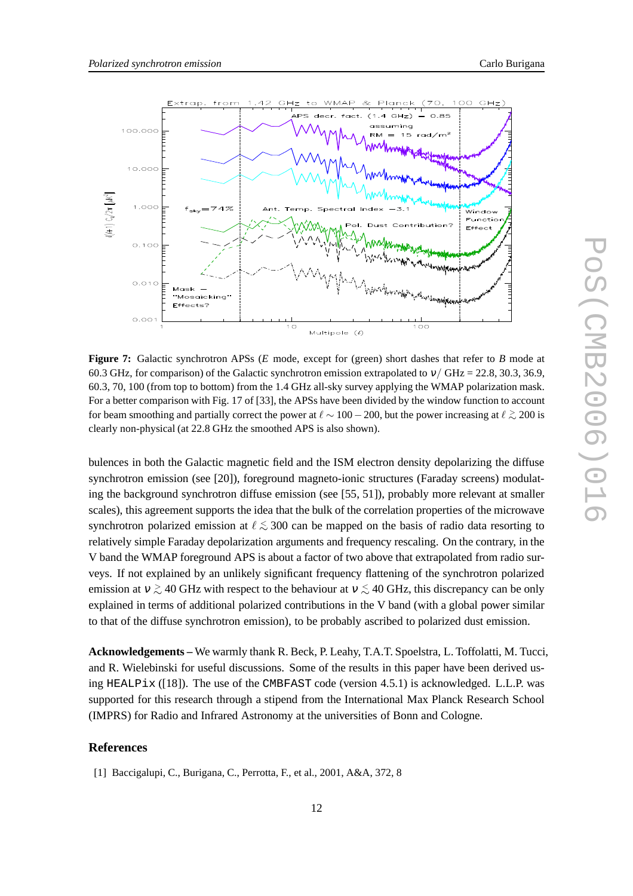**Figure 7:** Galactic synchrotron APSs ($E$ mode, except for (green) short dashes that refer to $B$ mode at 60.3 GHz, for comparison) of the Galactic synchrotron emission extrapolated to $\nu$/ GHz = 22.8, 30.3, 36.9, 60.3, 70, 100 (from top to bottom) from the 1.4 GHz all-sky survey applying the WMAP polarization mask. For a better comparison with Fig. 17 of [33], the APSs have been divided by the window function to account for beam smoothing and partially correct the power at $\ell \sim 100-200$, but the power increasing at $\ell \gtrsim 200$ is clearly non-physical (at 22.8 GHz the smoothed APS is also shown).

bulences in both the Galactic magnetic field and the ISM electron density depolarizing the diffuse synchrotron emission (see [20]), foreground magneto-ionic structures (Faraday screens) modulating the background synchrotron diffuse emission (see [55, 51]), probably more relevant at smaller scales), this agreement supports the idea that the bulk of the correlation properties of the microwave synchrotron polarized emission at $\ell \lesssim 300$ can be mapped on the basis of radio data resorting to relatively simple Faraday depolarization arguments and frequency rescaling. On the contrary, in the V band the WMAP foreground APS is about a factor of two above that extrapolated from radio surveys. If not explained by an unlikely significant frequency flattening of the synchrotron polarized emission at $\nu \gtrsim 40$ GHz with respect to the behaviour at $\nu \lesssim 40$ GHz, this discrepancy can be only explained in terms of additional polarized contributions in the V band (with a global power similar to that of the diffuse synchrotron emission), to be probably ascribed to polarized dust emission.

**Acknowledgements –** We warmly thank R. Beck, P. Leahy, T.A.T. Spoelstra, L. Toffolatti, M. Tucci, and R. Wielebinski for useful discussions. Some of the results in this paper have been derived using `HEALPix` ([18]). The use of the `CMBFAST` code (version 4.5.1) is acknowledged. L.L.P. was supported for this research through a stipend from the International Max Planck Research School (IMPRS) for Radio and Infrared Astronomy at the universities of Bonn and Cologne.

## References

[1] Baccigalupi, C., Burigana, C., Perrotta, F., et al., 2001, A&A, 372, 8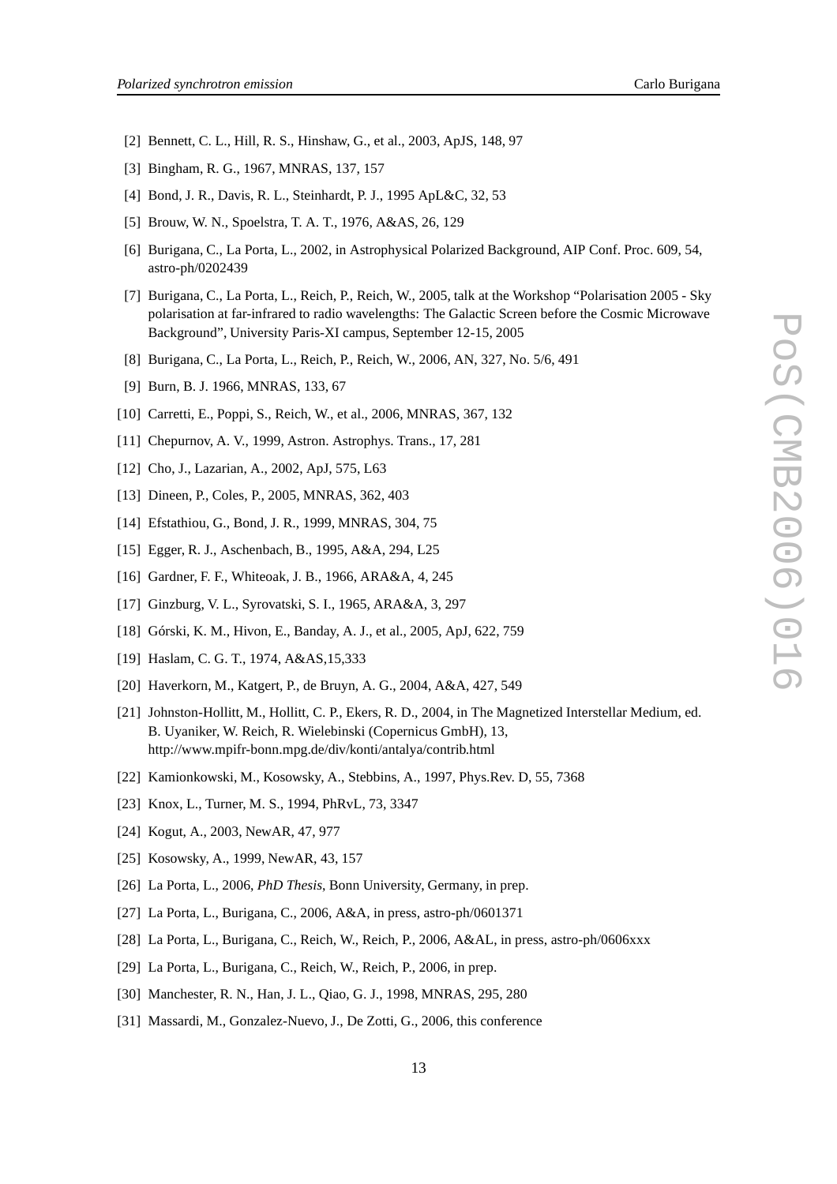[2] Bennett, C. L., Hill, R. S., Hinshaw, G., et al., 2003, ApJS, 148, 97

[3] Bingham, R. G., 1967, MNRAS, 137, 157

[4] Bond, J. R., Davis, R. L., Steinhardt, P. J., 1995 ApL&C, 32, 53

[5] Brouw, W. N., Spoelstra, T. A. T., 1976, A&AS, 26, 129

[6] Burigana, C., La Porta, L., 2002, in Astrophysical Polarized Background, AIP Conf. Proc. 609, 54, astro-ph/0202439

[7] Burigana, C., La Porta, L., Reich, P., Reich, W., 2005, talk at the Workshop "Polarisation 2005 - Sky polarisation at far-infrared to radio wavelengths: The Galactic Screen before the Cosmic Microwave Background", University Paris-XI campus, September 12-15, 2005

[8] Burigana, C., La Porta, L., Reich, P., Reich, W., 2006, AN, 327, No. 5/6, 491

[9] Burn, B. J. 1966, MNRAS, 133, 67

[10] Carretti, E., Poppi, S., Reich, W., et al., 2006, MNRAS, 367, 132

[11] Chepurnov, A. V., 1999, Astron. Astrophys. Trans., 17, 281

[12] Cho, J., Lazarian, A., 2002, ApJ, 575, L63

[13] Dineen, P., Coles, P., 2005, MNRAS, 362, 403

[14] Efstathiou, G., Bond, J. R., 1999, MNRAS, 304, 75

[15] Egger, R. J., Aschenbach, B., 1995, A&A, 294, L25

[16] Gardner, F. F., Whiteoak, J. B., 1966, ARA&A, 4, 245

[17] Ginzburg, V. L., Syrovatski, S. I., 1965, ARA&A, 3, 297

[18] Górski, K. M., Hivon, E., Banday, A. J., et al., 2005, ApJ, 622, 759

[19] Haslam, C. G. T., 1974, A&AS,15,333

[20] Haverkorn, M., Katgert, P., de Bruyn, A. G., 2004, A&A, 427, 549

[21] Johnston-Hollitt, M., Hollitt, C. P., Ekers, R. D., 2004, in The Magnetized Interstellar Medium, ed. B. Uyaniker, W. Reich, R. Wielebinski (Copernicus GmbH), 13, http://www.mpifr-bonn.mpg.de/div/konti/antalya/contrib.html

[22] Kamionkowski, M., Kosowsky, A., Stebbins, A., 1997, Phys.Rev. D, 55, 7368

[23] Knox, L., Turner, M. S., 1994, PhRvL, 73, 3347

[24] Kogut, A., 2003, NewAR, 47, 977

[25] Kosowsky, A., 1999, NewAR, 43, 157

[26] La Porta, L., 2006, *PhD Thesis*, Bonn University, Germany, in prep.

[27] La Porta, L., Burigana, C., 2006, A&A, in press, astro-ph/0601371

[28] La Porta, L., Burigana, C., Reich, W., Reich, P., 2006, A&AL, in press, astro-ph/0606xxx

[29] La Porta, L., Burigana, C., Reich, W., Reich, P., 2006, in prep.

[30] Manchester, R. N., Han, J. L., Qiao, G. J., 1998, MNRAS, 295, 280

[31] Massardi, M., Gonzalez-Nuevo, J., De Zotti, G., 2006, this conference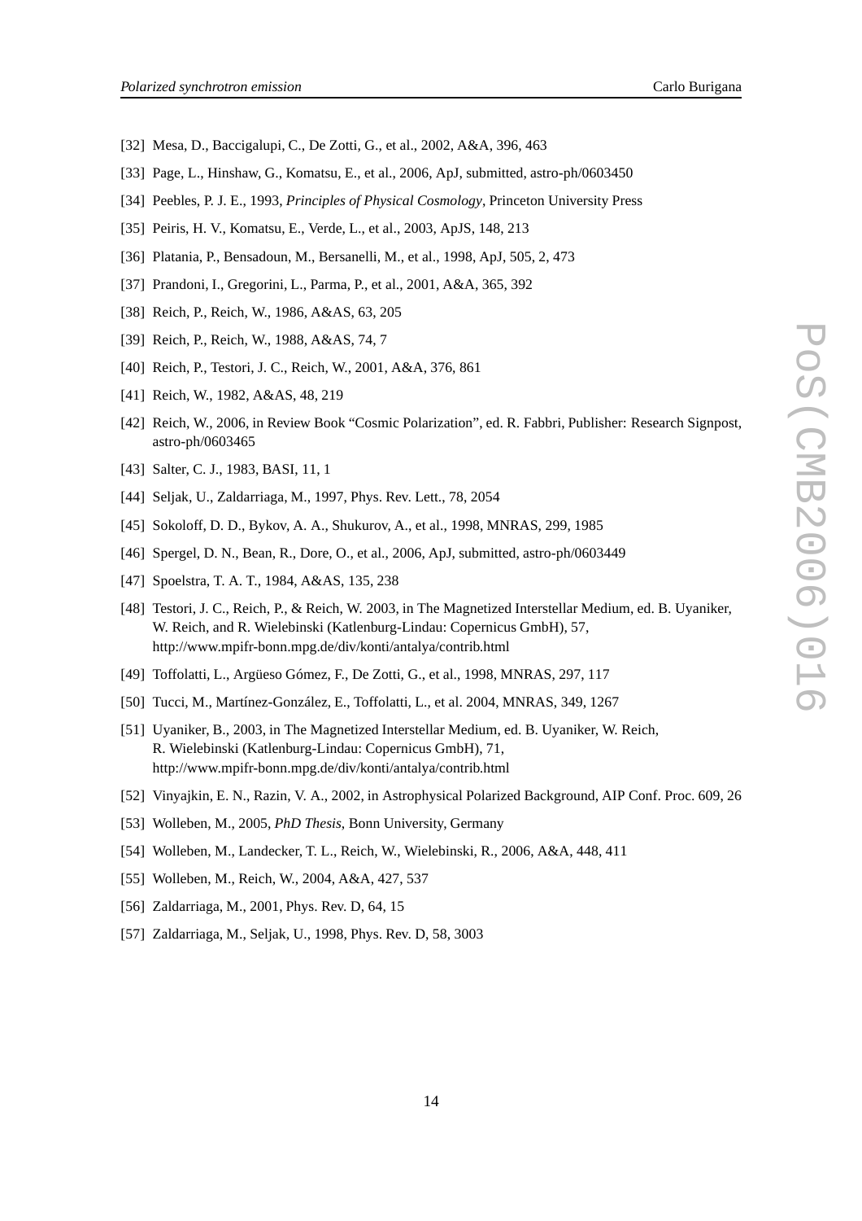[32] Mesa, D., Baccigalupi, C., De Zotti, G., et al., 2002, A&A, 396, 463

[33] Page, L., Hinshaw, G., Komatsu, E., et al., 2006, ApJ, submitted, astro-ph/0603450

[34] Peebles, P. J. E., 1993, *Principles of Physical Cosmology*, Princeton University Press

[35] Peiris, H. V., Komatsu, E., Verde, L., et al., 2003, ApJS, 148, 213

[36] Platania, P., Bensadoun, M., Bersanelli, M., et al., 1998, ApJ, 505, 2, 473

[37] Prandoni, I., Gregorini, L., Parma, P., et al., 2001, A&A, 365, 392

[38] Reich, P., Reich, W., 1986, A&AS, 63, 205

[39] Reich, P., Reich, W., 1988, A&AS, 74, 7

[40] Reich, P., Testori, J. C., Reich, W., 2001, A&A, 376, 861

[41] Reich, W., 1982, A&AS, 48, 219

[42] Reich, W., 2006, in Review Book "Cosmic Polarization", ed. R. Fabbri, Publisher: Research Signpost, astro-ph/0603465

[43] Salter, C. J., 1983, BASI, 11, 1

[44] Seljak, U., Zaldarriaga, M., 1997, Phys. Rev. Lett., 78, 2054

[45] Sokoloff, D. D., Bykov, A. A., Shukurov, A., et al., 1998, MNRAS, 299, 1985

[46] Spergel, D. N., Bean, R., Dore, O., et al., 2006, ApJ, submitted, astro-ph/0603449

[47] Spoelstra, T. A. T., 1984, A&AS, 135, 238

[48] Testori, J. C., Reich, P., & Reich, W. 2003, in The Magnetized Interstellar Medium, ed. B. Uyaniker, W. Reich, and R. Wielebinski (Katlenburg-Lindau: Copernicus GmbH), 57, http://www.mpifr-bonn.mpg.de/div/konti/antalya/contrib.html

[49] Toffolatti, L., Argüeso Gómez, F., De Zotti, G., et al., 1998, MNRAS, 297, 117

[50] Tucci, M., Martínez-González, E., Toffolatti, L., et al. 2004, MNRAS, 349, 1267

[51] Uyaniker, B., 2003, in The Magnetized Interstellar Medium, ed. B. Uyaniker, W. Reich, R. Wielebinski (Katlenburg-Lindau: Copernicus GmbH), 71, http://www.mpifr-bonn.mpg.de/div/konti/antalya/contrib.html

[52] Vinyajkin, E. N., Razin, V. A., 2002, in Astrophysical Polarized Background, AIP Conf. Proc. 609, 26

[53] Wolleben, M., 2005, *PhD Thesis*, Bonn University, Germany

[54] Wolleben, M., Landecker, T. L., Reich, W., Wielebinski, R., 2006, A&A, 448, 411

[55] Wolleben, M., Reich, W., 2004, A&A, 427, 537

[56] Zaldarriaga, M., 2001, Phys. Rev. D, 64, 15

[57] Zaldarriaga, M., Seljak, U., 1998, Phys. Rev. D, 58, 3003